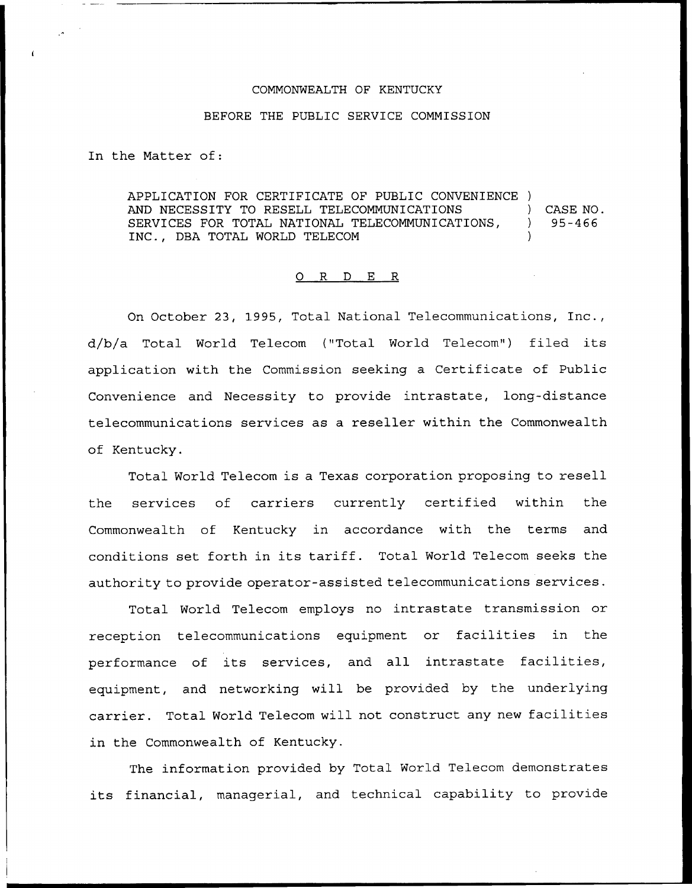COMMONWEALTH OF KENTUCKY

BEFORE THE PUBLIC SERVICE COMMISSION

In the Matter of:

APPLICATION FOR CERTIFICATE OF PUBLIC CONVENIENCE AND NECESSITY TO RESELL TELECOMMUNICATIONS SERVICES FOR TOTAL NATIONAL TELECOMMUNICATIONS, INC., DBA TOTAL WORLD TELECOM ) CASE NO. 95-466

O R D E R

On October 23, 1995, Total National Telecommunications, Inc., d/b/a Total World Telecom ("Total World Telecom") filed its application with the Commission seeking a Certificate of Public Convenience and Necessity to provide intrastate, long-distance telecommunications services as a reseller within the Commonwealth of Kentucky.

Total World Telecom is a Texas corporation proposing to resell the services of carriers currently certified within the Commonwealth of Kentucky in accordance with the terms and conditions set forth in its tariff. Total World Telecom seeks the authority to provide operator-assisted telecommunications services.

Total World Telecom employs no intrastate transmission or reception telecommunications equipment or facilities in the performance of its services, and all intrastate facilities, equipment, and networking will be provided by the underlying carrier. Total World Telecom will not construct any new facilities in the Commonwealth of Kentucky.

The information provided by Total World Telecom demonstrates its financial, managerial, and technical capability to provide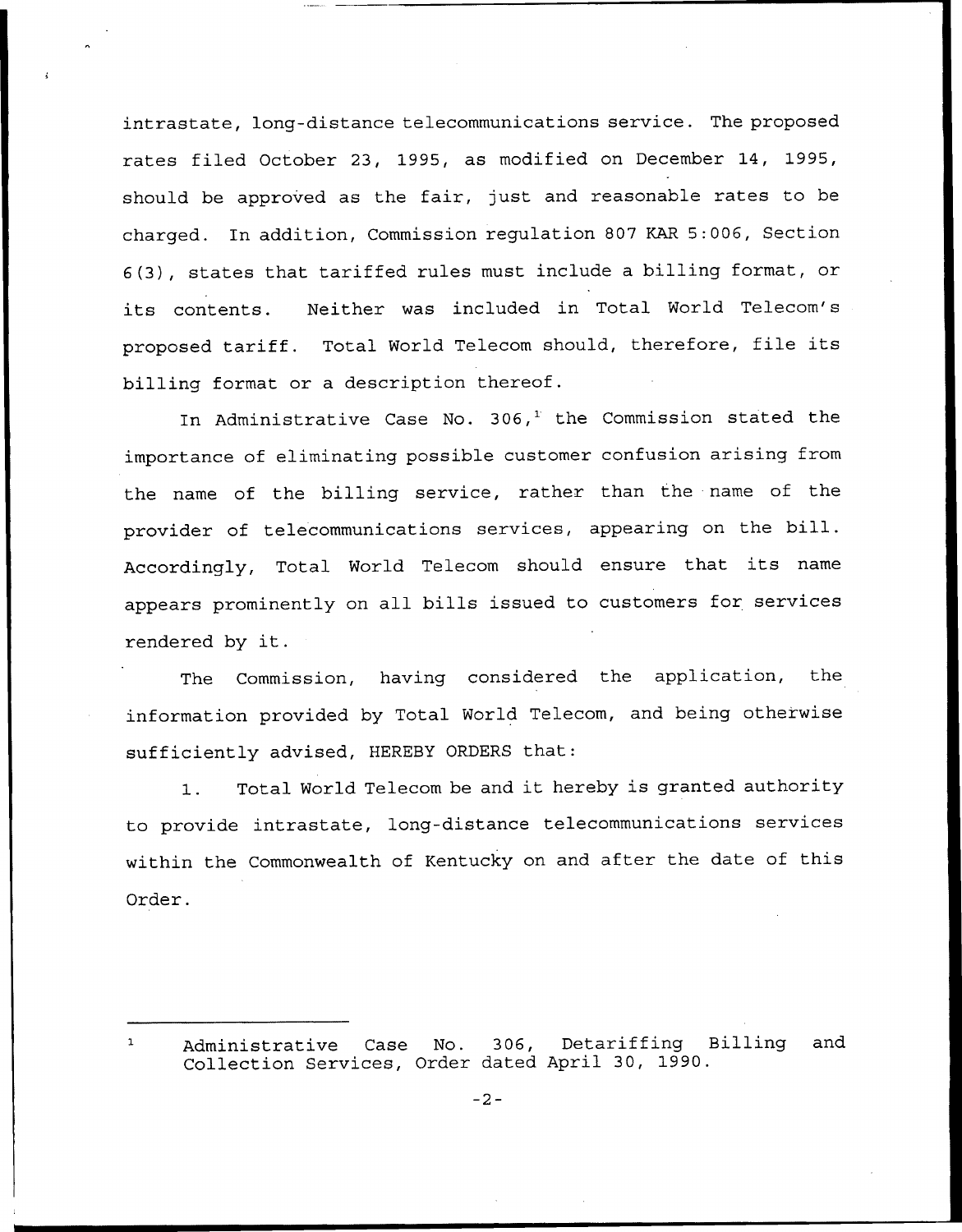intrastate, long-distance telecommunications service. The proposed rates filed October 23, 1995, as modified on December 14, 1995, should be approved as the fair, just and reasonable rates to be charged. In addition, Commission regulation 807 KAR 5:006, Section 6(3), states that tariffed rules must include a billing format, or its contents. Neither was included in Total World Telecom's proposed tariff. Total World Telecom should, therefore, file its billing format or a description thereof.

In Administrative Case No. 306,[1] the Commission stated the importance of eliminating possible customer confusion arising from the name of the billing service, rather than the name of the provider of telecommunications services, appearing on the bill. Accordingly, Total World Telecom should ensure that its name appears prominently on all bills issued to customers for services rendered by it.

The Commission, having considered the application, the information provided by Total World Telecom, and being otherwise sufficiently advised, HEREBY ORDERS that:

1. Total World Telecom be and it hereby is granted authority to provide intrastate, long-distance telecommunications services within the Commonwealth of Kentucky on and after the date of this Order.

---

[1] Administrative Case No. 306, Detariffing Billing and Collection Services, Order dated April 30, 1990.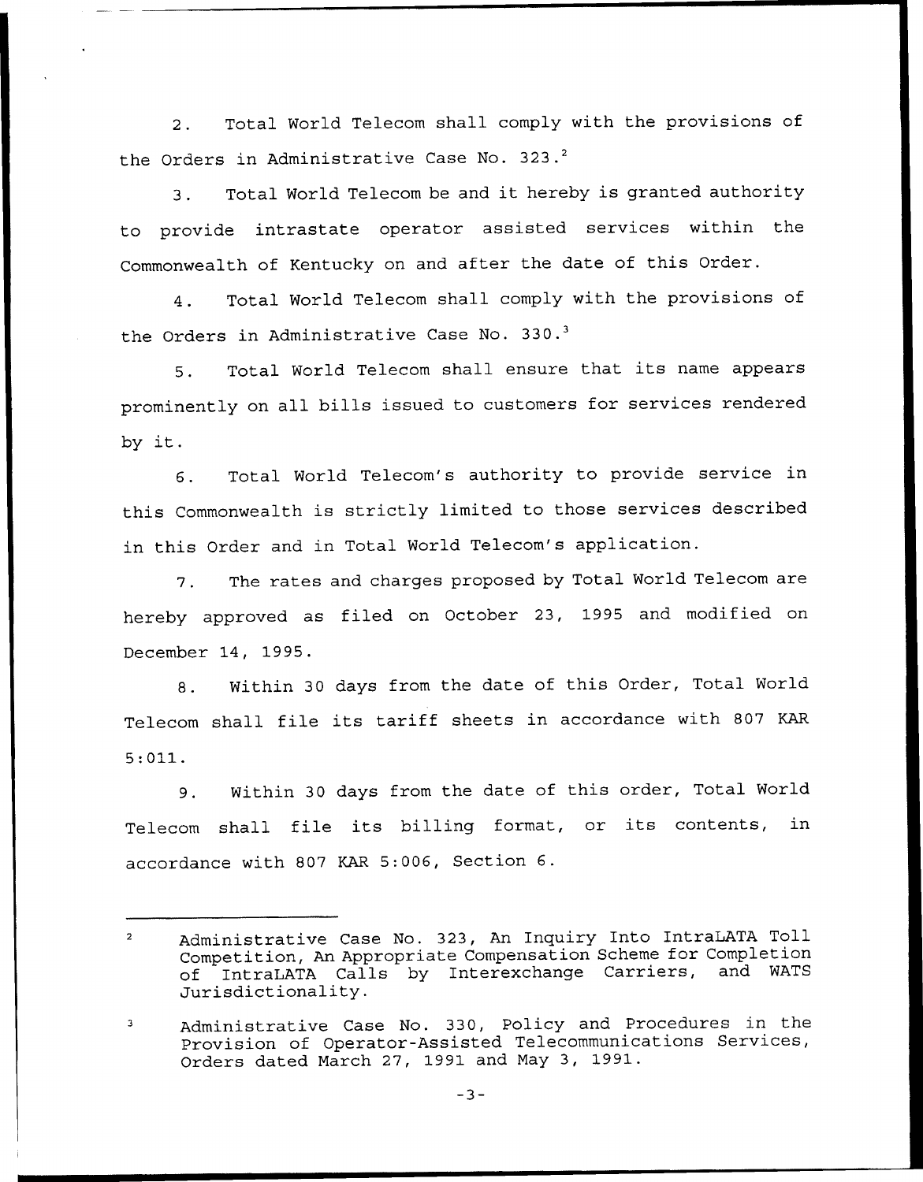2. Total World Telecom shall comply with the provisions of the Orders in Administrative Case No. 323.[2]

3. Total World Telecom be and it hereby is granted authority to provide intrastate operator assisted services within the Commonwealth of Kentucky on and after the date of this Order.

4. Total World Telecom shall comply with the provisions of the Orders in Administrative Case No. 330.[3]

5. Total World Telecom shall ensure that its name appears prominently on all bills issued to customers for services rendered by it.

6. Total World Telecom's authority to provide service in this Commonwealth is strictly limited to those services described in this Order and in Total World Telecom's application.

7. The rates and charges proposed by Total World Telecom are hereby approved as filed on October 23, 1995 and modified on December 14, 1995.

8. Within 30 days from the date of this Order, Total World Telecom shall file its tariff sheets in accordance with 807 KAR 5:011.

9. Within 30 days from the date of this order, Total World Telecom shall file its billing format, or its contents, in accordance with 807 KAR 5:006, Section 6.

---

[2] Administrative Case No. 323, An Inquiry Into IntraLATA Toll Competition, An Appropriate Compensation Scheme for Completion of IntraLATA Calls by Interexchange Carriers, and WATS Jurisdictionality.

[3] Administrative Case No. 330, Policy and Procedures in the Provision of Operator-Assisted Telecommunications Services, Orders dated March 27, 1991 and May 3, 1991.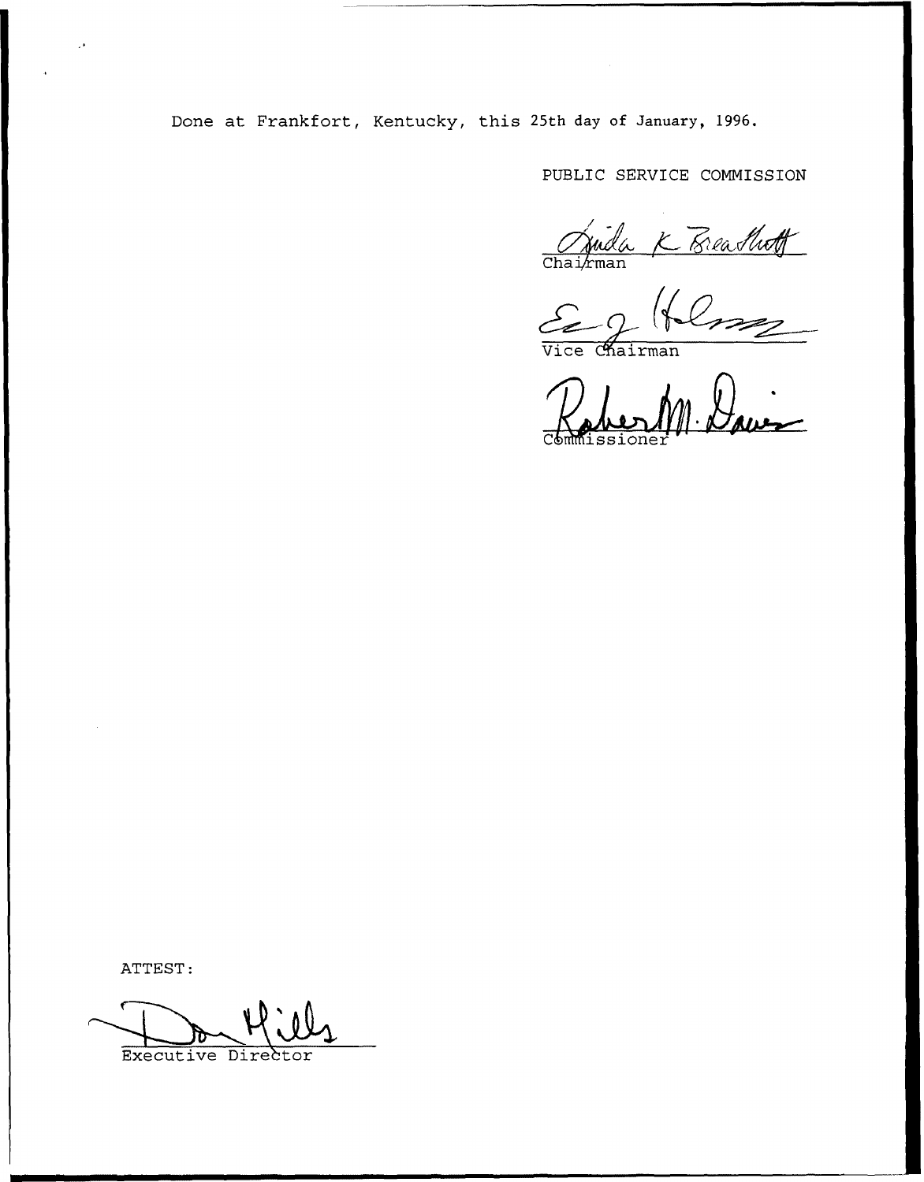Done at Frankfort, Kentucky, this 25th day of January, 1996.

PUBLIC SERVICE COMMISSION

Linda K. Breathitt
Chairman

E. J. Holmes
Vice Chairman

Robert M. Davis
Commissioner

ATTEST:

Don Mills
Executive Director